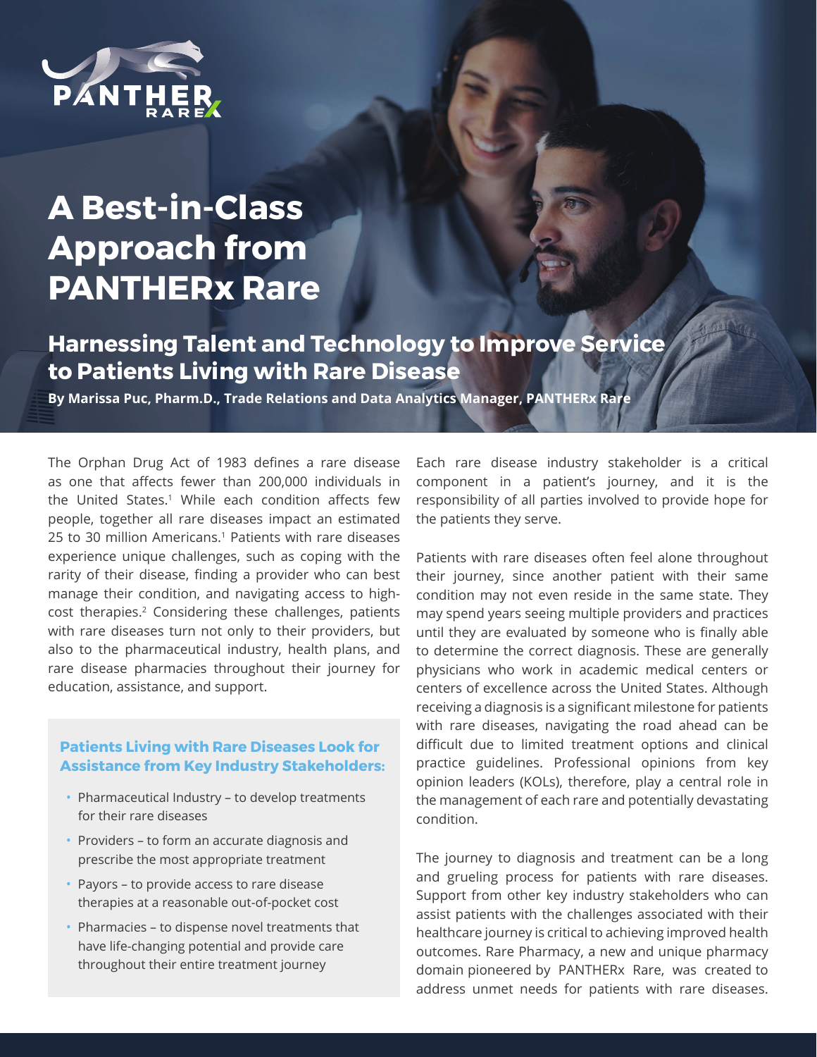PANTHER RAREx

# A Best-in-Class Approach from PANTHERx Rare

## Harnessing Talent and Technology to Improve Service to Patients Living with Rare Disease

**By Marissa Puc, Pharm.D., Trade Relations and Data Analytics Manager, PANTHERx Rare**

The Orphan Drug Act of 1983 defines a rare disease as one that affects fewer than 200,000 individuals in the United States.[1] While each condition affects few people, together all rare diseases impact an estimated 25 to 30 million Americans.[1] Patients with rare diseases experience unique challenges, such as coping with the rarity of their disease, finding a provider who can best manage their condition, and navigating access to high-cost therapies.[2] Considering these challenges, patients with rare diseases turn not only to their providers, but also to the pharmaceutical industry, health plans, and rare disease pharmacies throughout their journey for education, assistance, and support.

### Patients Living with Rare Diseases Look for Assistance from Key Industry Stakeholders:

- Pharmaceutical Industry – to develop treatments for their rare diseases
- Providers – to form an accurate diagnosis and prescribe the most appropriate treatment
- Payors – to provide access to rare disease therapies at a reasonable out-of-pocket cost
- Pharmacies – to dispense novel treatments that have life-changing potential and provide care throughout their entire treatment journey

Each rare disease industry stakeholder is a critical component in a patient's journey, and it is the responsibility of all parties involved to provide hope for the patients they serve.

Patients with rare diseases often feel alone throughout their journey, since another patient with their same condition may not even reside in the same state. They may spend years seeing multiple providers and practices until they are evaluated by someone who is finally able to determine the correct diagnosis. These are generally physicians who work in academic medical centers or centers of excellence across the United States. Although receiving a diagnosis is a significant milestone for patients with rare diseases, navigating the road ahead can be difficult due to limited treatment options and clinical practice guidelines. Professional opinions from key opinion leaders (KOLs), therefore, play a central role in the management of each rare and potentially devastating condition.

The journey to diagnosis and treatment can be a long and grueling process for patients with rare diseases. Support from other key industry stakeholders who can assist patients with the challenges associated with their healthcare journey is critical to achieving improved health outcomes. Rare Pharmacy, a new and unique pharmacy domain pioneered by PANTHERx Rare, was created to address unmet needs for patients with rare diseases.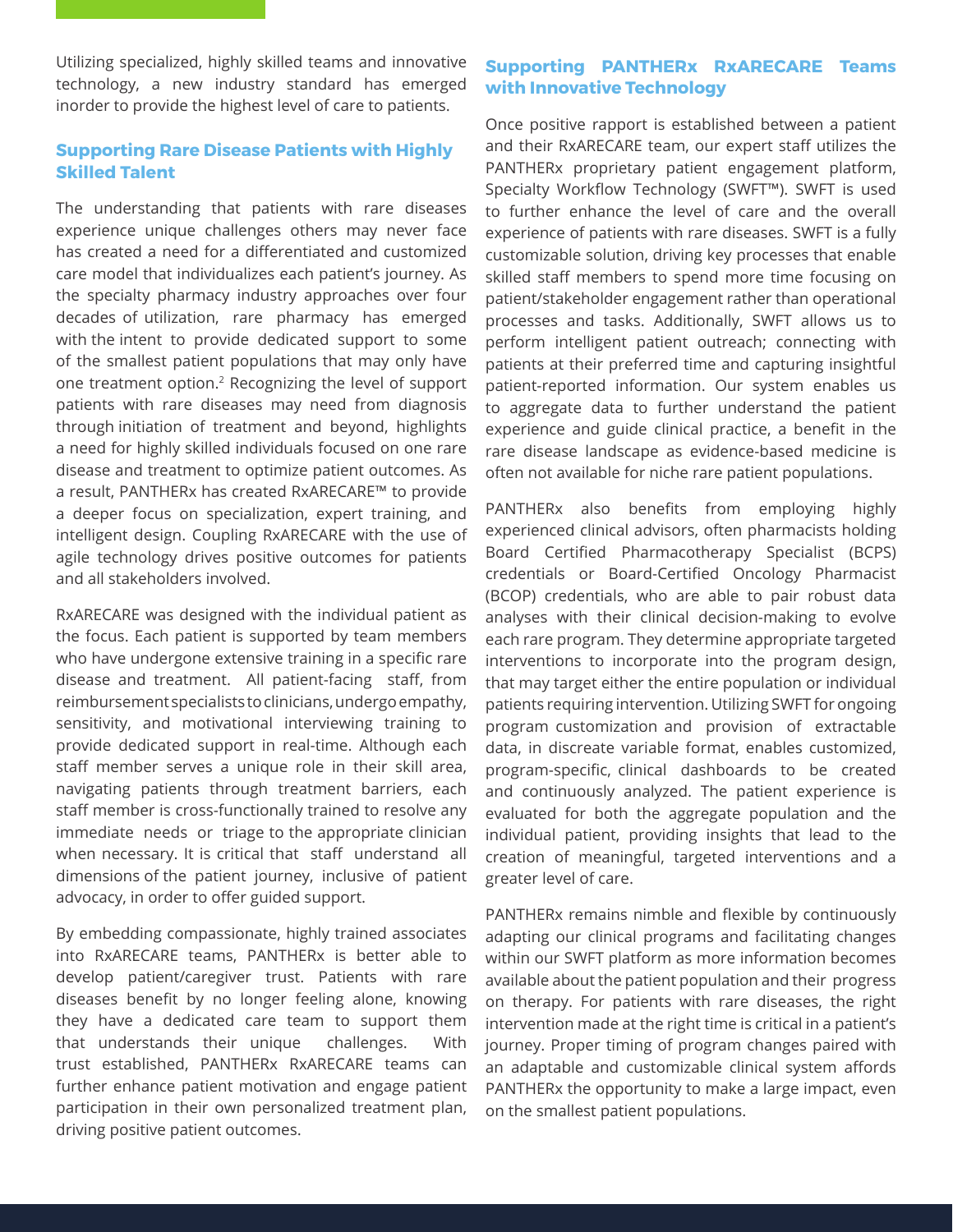Utilizing specialized, highly skilled teams and innovative technology, a new industry standard has emerged inorder to provide the highest level of care to patients.

## Supporting Rare Disease Patients with Highly Skilled Talent

The understanding that patients with rare diseases experience unique challenges others may never face has created a need for a differentiated and customized care model that individualizes each patient's journey. As the specialty pharmacy industry approaches over four decades of utilization, rare pharmacy has emerged with the intent to provide dedicated support to some of the smallest patient populations that may only have one treatment option.[2] Recognizing the level of support patients with rare diseases may need from diagnosis through initiation of treatment and beyond, highlights a need for highly skilled individuals focused on one rare disease and treatment to optimize patient outcomes. As a result, PANTHERx has created RxARECARE™ to provide a deeper focus on specialization, expert training, and intelligent design. Coupling RxARECARE with the use of agile technology drives positive outcomes for patients and all stakeholders involved.

RxARECARE was designed with the individual patient as the focus. Each patient is supported by team members who have undergone extensive training in a specific rare disease and treatment. All patient-facing staff, from reimbursement specialists to clinicians, undergo empathy, sensitivity, and motivational interviewing training to provide dedicated support in real-time. Although each staff member serves a unique role in their skill area, navigating patients through treatment barriers, each staff member is cross-functionally trained to resolve any immediate needs or triage to the appropriate clinician when necessary. It is critical that staff understand all dimensions of the patient journey, inclusive of patient advocacy, in order to offer guided support.

By embedding compassionate, highly trained associates into RxARECARE teams, PANTHERx is better able to develop patient/caregiver trust. Patients with rare diseases benefit by no longer feeling alone, knowing they have a dedicated care team to support them that understands their unique challenges. With trust established, PANTHERx RxARECARE teams can further enhance patient motivation and engage patient participation in their own personalized treatment plan, driving positive patient outcomes.

## Supporting PANTHERx RxARECARE Teams with Innovative Technology

Once positive rapport is established between a patient and their RxARECARE team, our expert staff utilizes the PANTHERx proprietary patient engagement platform, Specialty Workflow Technology (SWFT™). SWFT is used to further enhance the level of care and the overall experience of patients with rare diseases. SWFT is a fully customizable solution, driving key processes that enable skilled staff members to spend more time focusing on patient/stakeholder engagement rather than operational processes and tasks. Additionally, SWFT allows us to perform intelligent patient outreach; connecting with patients at their preferred time and capturing insightful patient-reported information. Our system enables us to aggregate data to further understand the patient experience and guide clinical practice, a benefit in the rare disease landscape as evidence-based medicine is often not available for niche rare patient populations.

PANTHERx also benefits from employing highly experienced clinical advisors, often pharmacists holding Board Certified Pharmacotherapy Specialist (BCPS) credentials or Board-Certified Oncology Pharmacist (BCOP) credentials, who are able to pair robust data analyses with their clinical decision-making to evolve each rare program. They determine appropriate targeted interventions to incorporate into the program design, that may target either the entire population or individual patients requiring intervention. Utilizing SWFT for ongoing program customization and provision of extractable data, in discreate variable format, enables customized, program-specific, clinical dashboards to be created and continuously analyzed. The patient experience is evaluated for both the aggregate population and the individual patient, providing insights that lead to the creation of meaningful, targeted interventions and a greater level of care.

PANTHERx remains nimble and flexible by continuously adapting our clinical programs and facilitating changes within our SWFT platform as more information becomes available about the patient population and their progress on therapy. For patients with rare diseases, the right intervention made at the right time is critical in a patient's journey. Proper timing of program changes paired with an adaptable and customizable clinical system affords PANTHERx the opportunity to make a large impact, even on the smallest patient populations.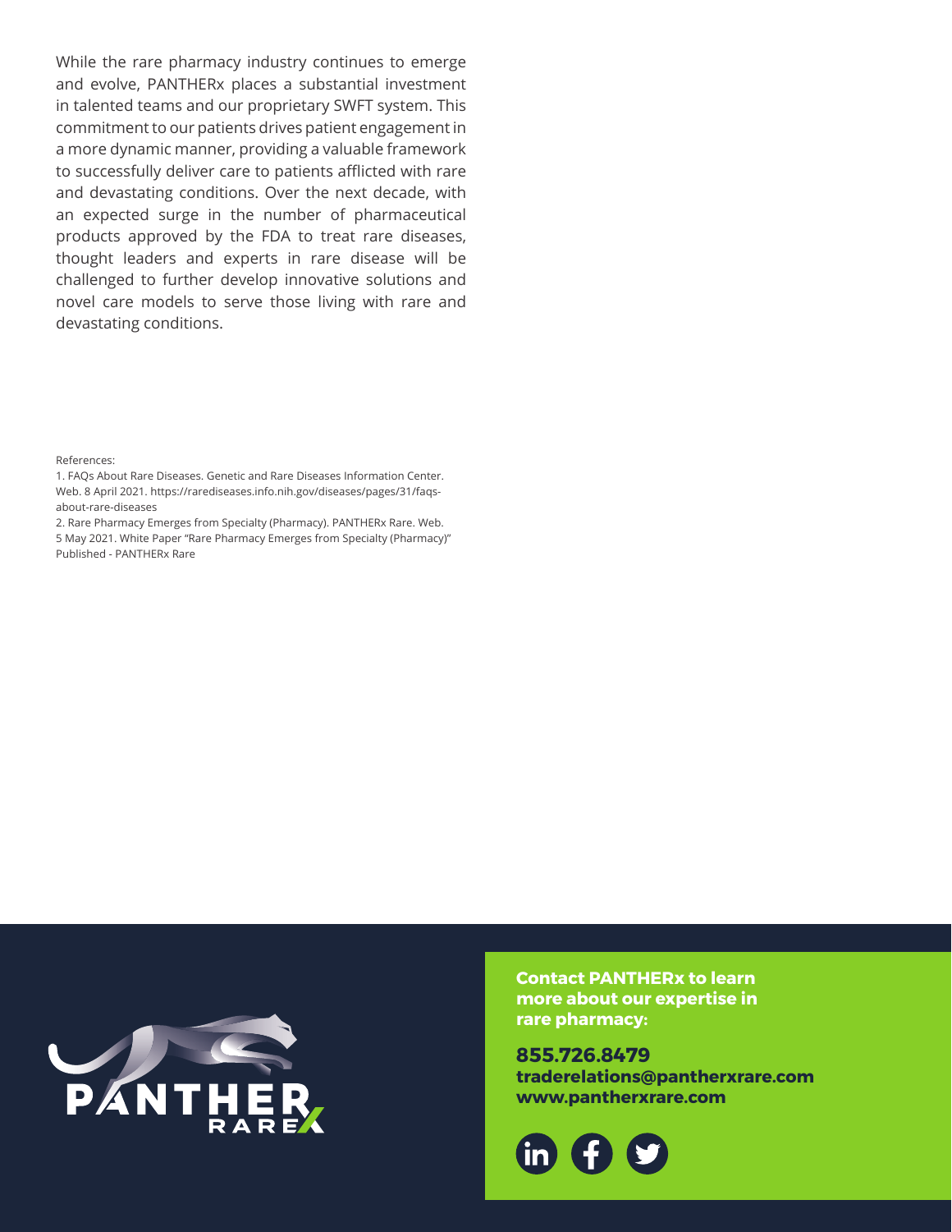While the rare pharmacy industry continues to emerge and evolve, PANTHERx places a substantial investment in talented teams and our proprietary SWFT system. This commitment to our patients drives patient engagement in a more dynamic manner, providing a valuable framework to successfully deliver care to patients afflicted with rare and devastating conditions. Over the next decade, with an expected surge in the number of pharmaceutical products approved by the FDA to treat rare diseases, thought leaders and experts in rare disease will be challenged to further develop innovative solutions and novel care models to serve those living with rare and devastating conditions.

References:

1. FAQs About Rare Diseases. Genetic and Rare Diseases Information Center. Web. 8 April 2021. https://rarediseases.info.nih.gov/diseases/pages/31/faqs-about-rare-diseases
2. Rare Pharmacy Emerges from Specialty (Pharmacy). PANTHERx Rare. Web. 5 May 2021. White Paper "Rare Pharmacy Emerges from Specialty (Pharmacy)" Published - PANTHERx Rare

PANTHER RARE X

**Contact PANTHERx to learn more about our expertise in rare pharmacy:**

**855.726.8479**
**traderelations@pantherxrare.com**
**www.pantherxrare.com**